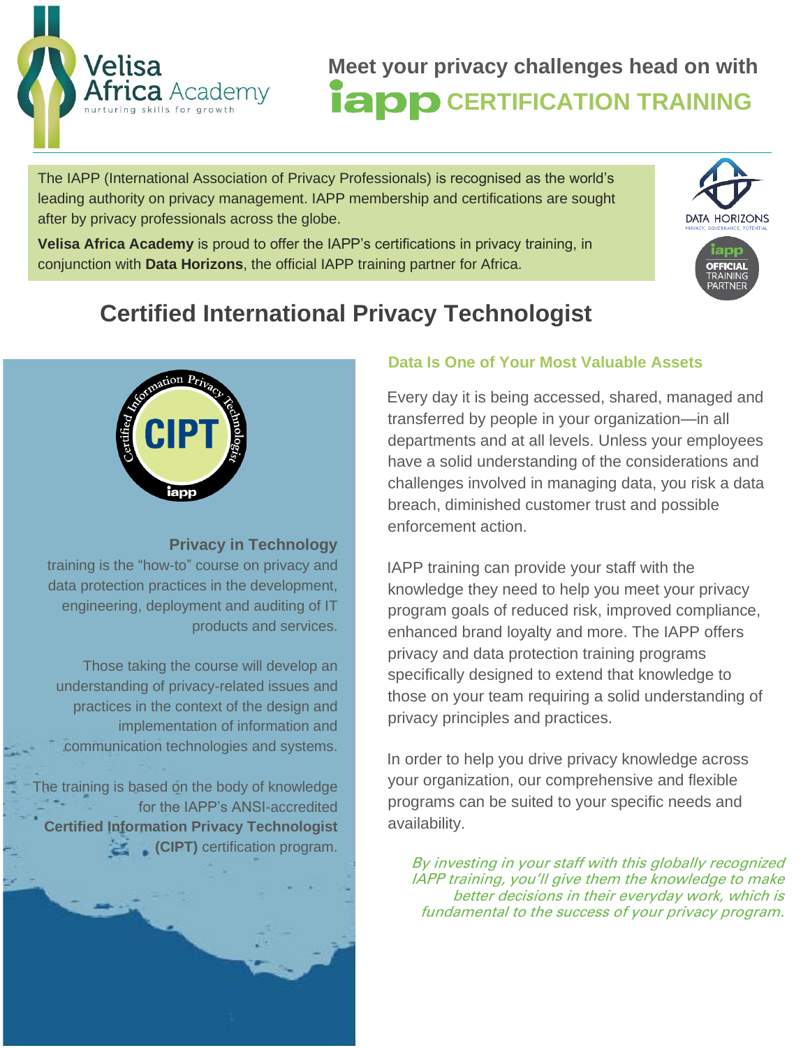Velisa Africa Academy
nurturing skills for growth

## Meet your privacy challenges head on with iapp CERTIFICATION TRAINING

The IAPP (International Association of Privacy Professionals) is recognised as the world's leading authority on privacy management. IAPP membership and certifications are sought after by privacy professionals across the globe.

**Velisa Africa Academy** is proud to offer the IAPP's certifications in privacy training, in conjunction with **Data Horizons**, the official IAPP training partner for Africa.

DATA HORIZONS
PRIVACY, GOVERNANCE, POTENTIAL

iapp OFFICIAL TRAINING PARTNER

# Certified International Privacy Technologist

Certified Information Privacy Technologist
CIPT
iapp

**Privacy in Technology** training is the "how-to" course on privacy and data protection practices in the development, engineering, deployment and auditing of IT products and services.

Those taking the course will develop an understanding of privacy-related issues and practices in the context of the design and implementation of information and communication technologies and systems.

The training is based on the body of knowledge for the IAPP's ANSI-accredited **Certified Information Privacy Technologist (CIPT)** certification program.

### Data Is One of Your Most Valuable Assets

Every day it is being accessed, shared, managed and transferred by people in your organization—in all departments and at all levels. Unless your employees have a solid understanding of the considerations and challenges involved in managing data, you risk a data breach, diminished customer trust and possible enforcement action.

IAPP training can provide your staff with the knowledge they need to help you meet your privacy program goals of reduced risk, improved compliance, enhanced brand loyalty and more. The IAPP offers privacy and data protection training programs specifically designed to extend that knowledge to those on your team requiring a solid understanding of privacy principles and practices.

In order to help you drive privacy knowledge across your organization, our comprehensive and flexible programs can be suited to your specific needs and availability.

*By investing in your staff with this globally recognized IAPP training, you'll give them the knowledge to make better decisions in their everyday work, which is fundamental to the success of your privacy program.*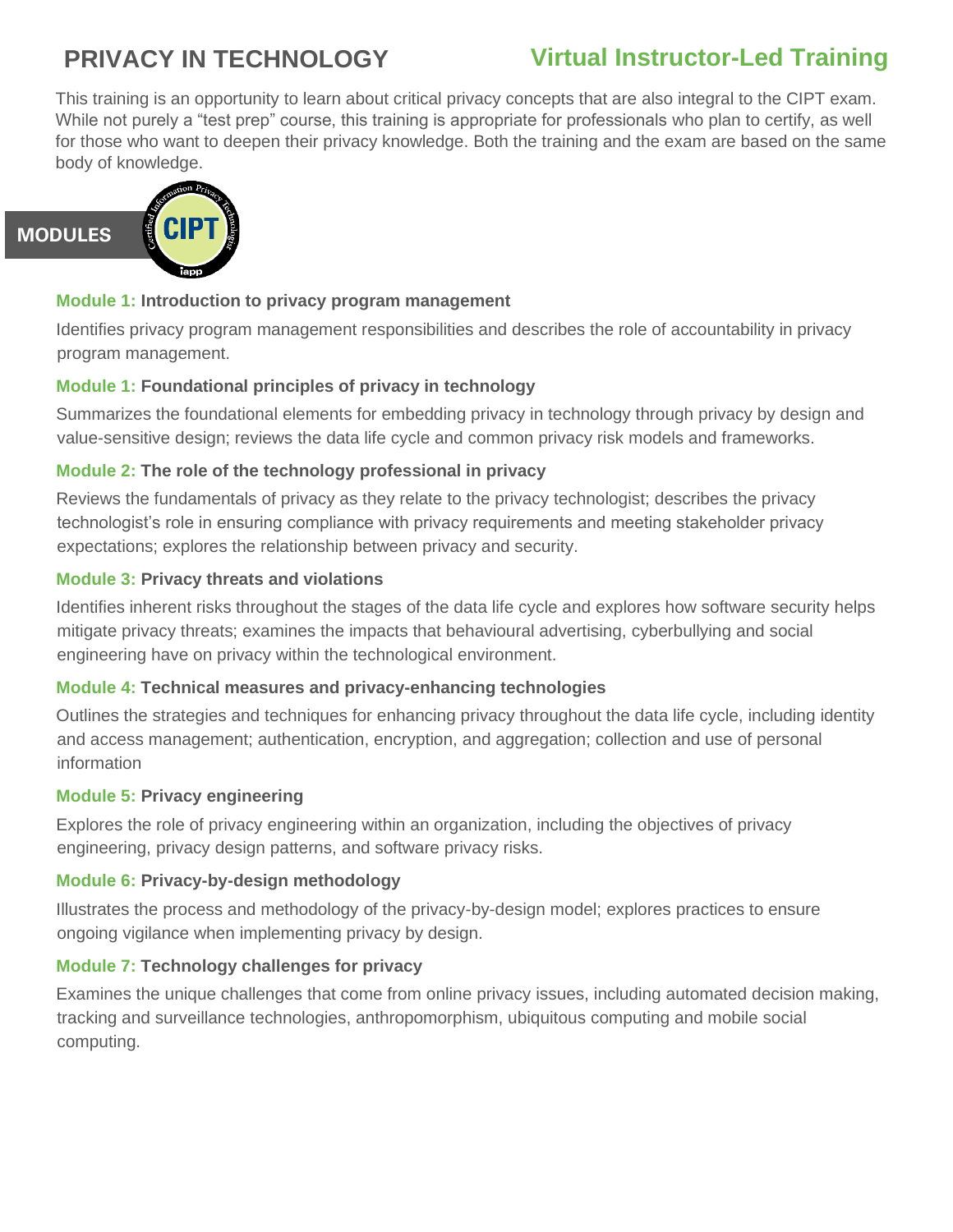# PRIVACY IN TECHNOLOGY

## Virtual Instructor-Led Training

This training is an opportunity to learn about critical privacy concepts that are also integral to the CIPT exam. While not purely a "test prep" course, this training is appropriate for professionals who plan to certify, as well for those who want to deepen their privacy knowledge. Both the training and the exam are based on the same body of knowledge.

## MODULES

### Module 1: Introduction to privacy program management

Identifies privacy program management responsibilities and describes the role of accountability in privacy program management.

### Module 1: Foundational principles of privacy in technology

Summarizes the foundational elements for embedding privacy in technology through privacy by design and value-sensitive design; reviews the data life cycle and common privacy risk models and frameworks.

### Module 2: The role of the technology professional in privacy

Reviews the fundamentals of privacy as they relate to the privacy technologist; describes the privacy technologist's role in ensuring compliance with privacy requirements and meeting stakeholder privacy expectations; explores the relationship between privacy and security.

### Module 3: Privacy threats and violations

Identifies inherent risks throughout the stages of the data life cycle and explores how software security helps mitigate privacy threats; examines the impacts that behavioural advertising, cyberbullying and social engineering have on privacy within the technological environment.

### Module 4: Technical measures and privacy-enhancing technologies

Outlines the strategies and techniques for enhancing privacy throughout the data life cycle, including identity and access management; authentication, encryption, and aggregation; collection and use of personal information

### Module 5: Privacy engineering

Explores the role of privacy engineering within an organization, including the objectives of privacy engineering, privacy design patterns, and software privacy risks.

### Module 6: Privacy-by-design methodology

Illustrates the process and methodology of the privacy-by-design model; explores practices to ensure ongoing vigilance when implementing privacy by design.

### Module 7: Technology challenges for privacy

Examines the unique challenges that come from online privacy issues, including automated decision making, tracking and surveillance technologies, anthropomorphism, ubiquitous computing and mobile social computing.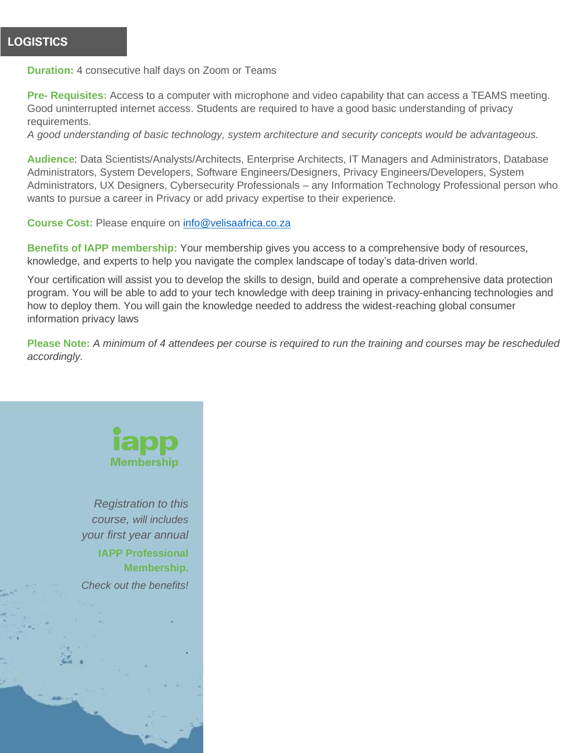## LOGISTICS

**Duration:** 4 consecutive half days on Zoom or Teams

**Pre- Requisites:** Access to a computer with microphone and video capability that can access a TEAMS meeting. Good uninterrupted internet access. Students are required to have a good basic understanding of privacy requirements.
*A good understanding of basic technology, system architecture and security concepts would be advantageous.*

**Audience**: Data Scientists/Analysts/Architects, Enterprise Architects, IT Managers and Administrators, Database Administrators, System Developers, Software Engineers/Designers, Privacy Engineers/Developers, System Administrators, UX Designers, Cybersecurity Professionals – any Information Technology Professional person who wants to pursue a career in Privacy or add privacy expertise to their experience.

**Course Cost:** Please enquire on [info@velisaafrica.co.za](mailto:info@velisaafrica.co.za)

**Benefits of IAPP membership:** Your membership gives you access to a comprehensive body of resources, knowledge, and experts to help you navigate the complex landscape of today's data-driven world.

Your certification will assist you to develop the skills to design, build and operate a comprehensive data protection program. You will be able to add to your tech knowledge with deep training in privacy-enhancing technologies and how to deploy them. You will gain the knowledge needed to address the widest-reaching global consumer information privacy laws

**Please Note:** *A minimum of 4 attendees per course is required to run the training and courses may be rescheduled accordingly.*

**iapp Membership**

*Registration to this course, will includes your first year annual* **IAPP Professional Membership.** *Check out the benefits!*